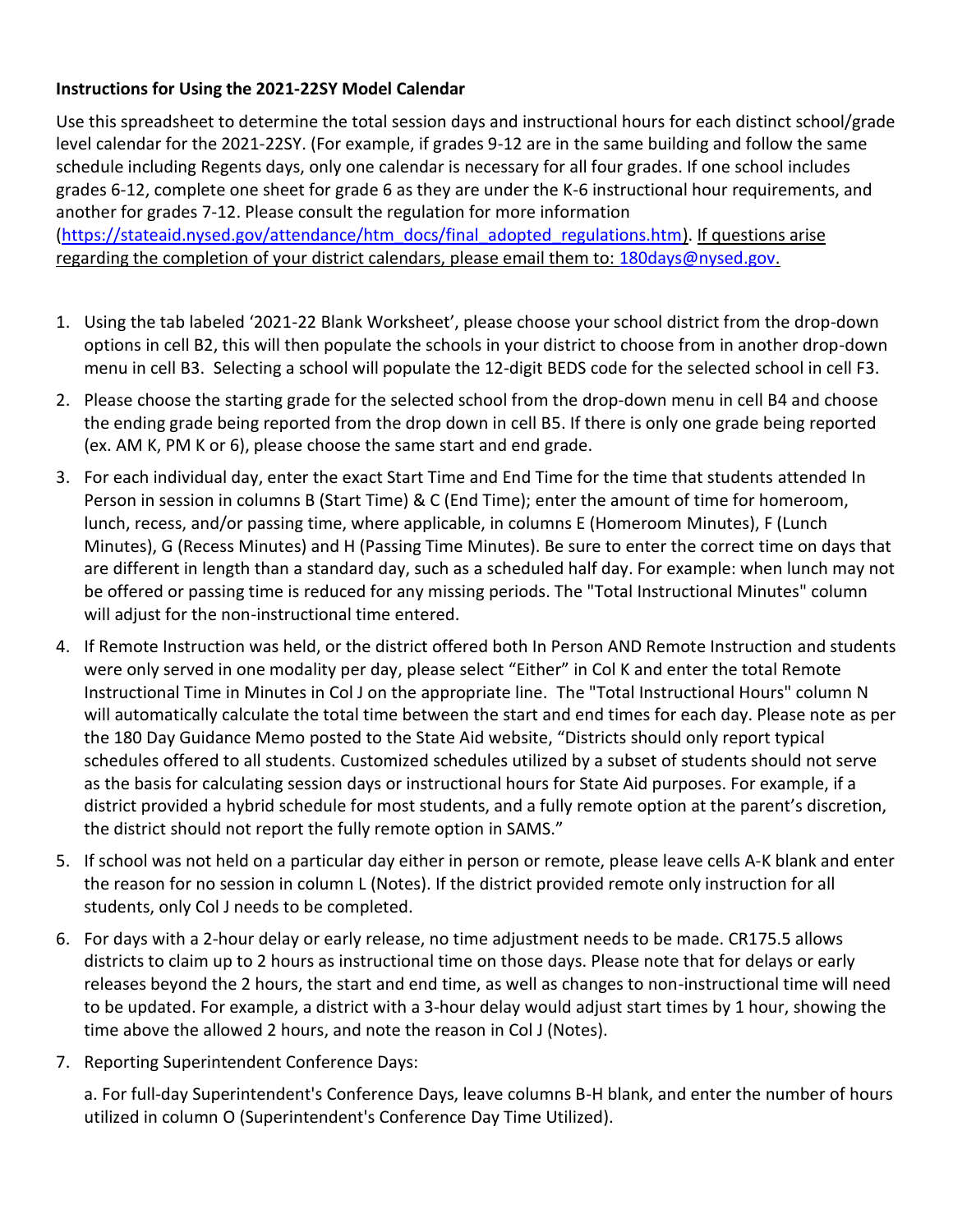**Instructions for Using the 2021-22SY Model Calendar**

Use this spreadsheet to determine the total session days and instructional hours for each distinct school/grade level calendar for the 2021-22SY. (For example, if grades 9-12 are in the same building and follow the same schedule including Regents days, only one calendar is necessary for all four grades. If one school includes grades 6-12, complete one sheet for grade 6 as they are under the K-6 instructional hour requirements, and another for grades 7-12. Please consult the regulation for more information (https://stateaid.nysed.gov/attendance/htm_docs/final_adopted_regulations.htm). If questions arise regarding the completion of your district calendars, please email them to: 180days@nysed.gov.

1. Using the tab labeled '2021-22 Blank Worksheet', please choose your school district from the drop-down options in cell B2, this will then populate the schools in your district to choose from in another drop-down menu in cell B3. Selecting a school will populate the 12-digit BEDS code for the selected school in cell F3.
2. Please choose the starting grade for the selected school from the drop-down menu in cell B4 and choose the ending grade being reported from the drop down in cell B5. If there is only one grade being reported (ex. AM K, PM K or 6), please choose the same start and end grade.
3. For each individual day, enter the exact Start Time and End Time for the time that students attended In Person in session in columns B (Start Time) & C (End Time); enter the amount of time for homeroom, lunch, recess, and/or passing time, where applicable, in columns E (Homeroom Minutes), F (Lunch Minutes), G (Recess Minutes) and H (Passing Time Minutes). Be sure to enter the correct time on days that are different in length than a standard day, such as a scheduled half day. For example: when lunch may not be offered or passing time is reduced for any missing periods. The "Total Instructional Minutes" column will adjust for the non-instructional time entered.
4. If Remote Instruction was held, or the district offered both In Person AND Remote Instruction and students were only served in one modality per day, please select "Either" in Col K and enter the total Remote Instructional Time in Minutes in Col J on the appropriate line. The "Total Instructional Hours" column N will automatically calculate the total time between the start and end times for each day. Please note as per the 180 Day Guidance Memo posted to the State Aid website, "Districts should only report typical schedules offered to all students. Customized schedules utilized by a subset of students should not serve as the basis for calculating session days or instructional hours for State Aid purposes. For example, if a district provided a hybrid schedule for most students, and a fully remote option at the parent's discretion, the district should not report the fully remote option in SAMS."
5. If school was not held on a particular day either in person or remote, please leave cells A-K blank and enter the reason for no session in column L (Notes). If the district provided remote only instruction for all students, only Col J needs to be completed.
6. For days with a 2-hour delay or early release, no time adjustment needs to be made. CR175.5 allows districts to claim up to 2 hours as instructional time on those days. Please note that for delays or early releases beyond the 2 hours, the start and end time, as well as changes to non-instructional time will need to be updated. For example, a district with a 3-hour delay would adjust start times by 1 hour, showing the time above the allowed 2 hours, and note the reason in Col J (Notes).
7. Reporting Superintendent Conference Days:

   a. For full-day Superintendent's Conference Days, leave columns B-H blank, and enter the number of hours utilized in column O (Superintendent's Conference Day Time Utilized).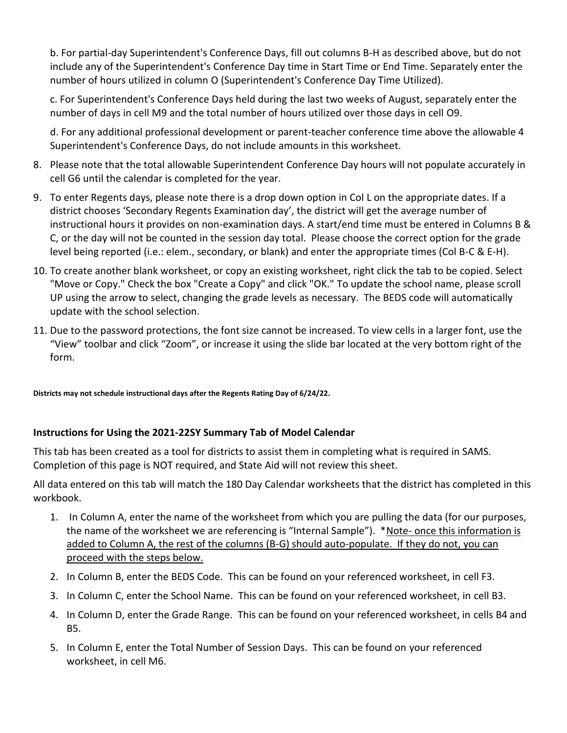b. For partial-day Superintendent's Conference Days, fill out columns B-H as described above, but do not include any of the Superintendent's Conference Day time in Start Time or End Time. Separately enter the number of hours utilized in column O (Superintendent's Conference Day Time Utilized).

c. For Superintendent's Conference Days held during the last two weeks of August, separately enter the number of days in cell M9 and the total number of hours utilized over those days in cell O9.

d. For any additional professional development or parent-teacher conference time above the allowable 4 Superintendent's Conference Days, do not include amounts in this worksheet.

8. Please note that the total allowable Superintendent Conference Day hours will not populate accurately in cell G6 until the calendar is completed for the year.
9. To enter Regents days, please note there is a drop down option in Col L on the appropriate dates. If a district chooses 'Secondary Regents Examination day', the district will get the average number of instructional hours it provides on non-examination days. A start/end time must be entered in Columns B & C, or the day will not be counted in the session day total. Please choose the correct option for the grade level being reported (i.e.: elem., secondary, or blank) and enter the appropriate times (Col B-C & E-H).
10. To create another blank worksheet, or copy an existing worksheet, right click the tab to be copied. Select "Move or Copy." Check the box "Create a Copy" and click "OK." To update the school name, please scroll UP using the arrow to select, changing the grade levels as necessary. The BEDS code will automatically update with the school selection.
11. Due to the password protections, the font size cannot be increased. To view cells in a larger font, use the "View" toolbar and click "Zoom", or increase it using the slide bar located at the very bottom right of the form.

**Districts may not schedule instructional days after the Regents Rating Day of 6/24/22.**

### Instructions for Using the 2021-22SY Summary Tab of Model Calendar

This tab has been created as a tool for districts to assist them in completing what is required in SAMS. Completion of this page is NOT required, and State Aid will not review this sheet.

All data entered on this tab will match the 180 Day Calendar worksheets that the district has completed in this workbook.

1. In Column A, enter the name of the worksheet from which you are pulling the data (for our purposes, the name of the worksheet we are referencing is "Internal Sample"). *Note- once this information is added to Column A, the rest of the columns (B-G) should auto-populate. If they do not, you can proceed with the steps below.
2. In Column B, enter the BEDS Code. This can be found on your referenced worksheet, in cell F3.
3. In Column C, enter the School Name. This can be found on your referenced worksheet, in cell B3.
4. In Column D, enter the Grade Range. This can be found on your referenced worksheet, in cells B4 and B5.
5. In Column E, enter the Total Number of Session Days. This can be found on your referenced worksheet, in cell M6.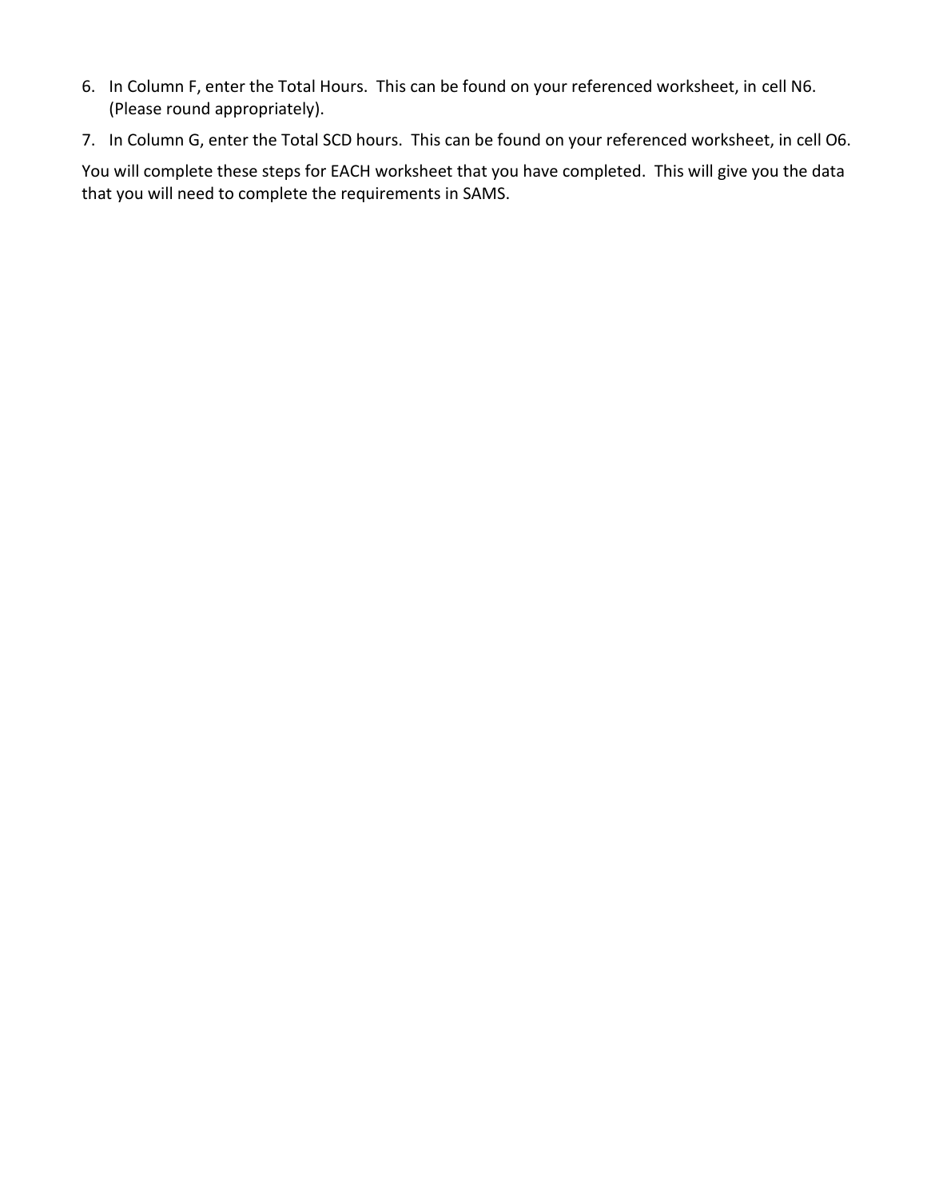6. In Column F, enter the Total Hours. This can be found on your referenced worksheet, in cell N6. (Please round appropriately).
7. In Column G, enter the Total SCD hours. This can be found on your referenced worksheet, in cell O6.

You will complete these steps for EACH worksheet that you have completed. This will give you the data that you will need to complete the requirements in SAMS.